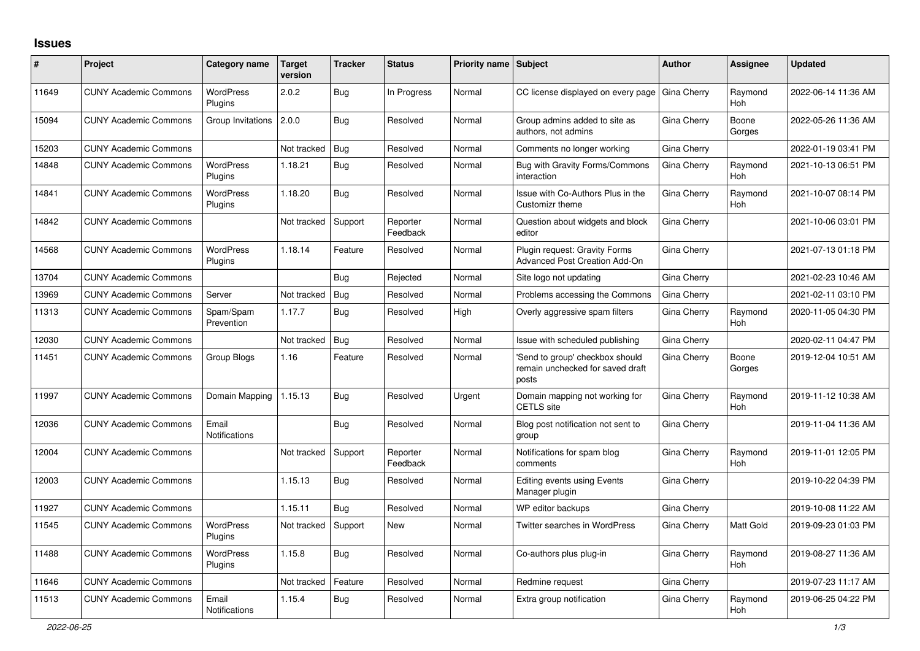# Issues

| # | Project | Category name | Target version | Tracker | Status | Priority name | Subject | Author | Assignee | Updated |
|---|---|---|---|---|---|---|---|---|---|---|
| 11649 | CUNY Academic Commons | WordPress Plugins | 2.0.2 | Bug | In Progress | Normal | CC license displayed on every page | Gina Cherry | Raymond Hoh | 2022-06-14 11:36 AM |
| 15094 | CUNY Academic Commons | Group Invitations | 2.0.0 | Bug | Resolved | Normal | Group admins added to site as authors, not admins | Gina Cherry | Boone Gorges | 2022-05-26 11:36 AM |
| 15203 | CUNY Academic Commons | | Not tracked | Bug | Resolved | Normal | Comments no longer working | Gina Cherry | | 2022-01-19 03:41 PM |
| 14848 | CUNY Academic Commons | WordPress Plugins | 1.18.21 | Bug | Resolved | Normal | Bug with Gravity Forms/Commons interaction | Gina Cherry | Raymond Hoh | 2021-10-13 06:51 PM |
| 14841 | CUNY Academic Commons | WordPress Plugins | 1.18.20 | Bug | Resolved | Normal | Issue with Co-Authors Plus in the Customizr theme | Gina Cherry | Raymond Hoh | 2021-10-07 08:14 PM |
| 14842 | CUNY Academic Commons | | Not tracked | Support | Reporter Feedback | Normal | Question about widgets and block editor | Gina Cherry | | 2021-10-06 03:01 PM |
| 14568 | CUNY Academic Commons | WordPress Plugins | 1.18.14 | Feature | Resolved | Normal | Plugin request: Gravity Forms Advanced Post Creation Add-On | Gina Cherry | | 2021-07-13 01:18 PM |
| 13704 | CUNY Academic Commons | | | Bug | Rejected | Normal | Site logo not updating | Gina Cherry | | 2021-02-23 10:46 AM |
| 13969 | CUNY Academic Commons | Server | Not tracked | Bug | Resolved | Normal | Problems accessing the Commons | Gina Cherry | | 2021-02-11 03:10 PM |
| 11313 | CUNY Academic Commons | Spam/Spam Prevention | 1.17.7 | Bug | Resolved | High | Overly aggressive spam filters | Gina Cherry | Raymond Hoh | 2020-11-05 04:30 PM |
| 12030 | CUNY Academic Commons | | Not tracked | Bug | Resolved | Normal | Issue with scheduled publishing | Gina Cherry | | 2020-02-11 04:47 PM |
| 11451 | CUNY Academic Commons | Group Blogs | 1.16 | Feature | Resolved | Normal | 'Send to group' checkbox should remain unchecked for saved draft posts | Gina Cherry | Boone Gorges | 2019-12-04 10:51 AM |
| 11997 | CUNY Academic Commons | Domain Mapping | 1.15.13 | Bug | Resolved | Urgent | Domain mapping not working for CETLS site | Gina Cherry | Raymond Hoh | 2019-11-12 10:38 AM |
| 12036 | CUNY Academic Commons | Email Notifications | | Bug | Resolved | Normal | Blog post notification not sent to group | Gina Cherry | | 2019-11-04 11:36 AM |
| 12004 | CUNY Academic Commons | | Not tracked | Support | Reporter Feedback | Normal | Notifications for spam blog comments | Gina Cherry | Raymond Hoh | 2019-11-01 12:05 PM |
| 12003 | CUNY Academic Commons | | 1.15.13 | Bug | Resolved | Normal | Editing events using Events Manager plugin | Gina Cherry | | 2019-10-22 04:39 PM |
| 11927 | CUNY Academic Commons | | 1.15.11 | Bug | Resolved | Normal | WP editor backups | Gina Cherry | | 2019-10-08 11:22 AM |
| 11545 | CUNY Academic Commons | WordPress Plugins | Not tracked | Support | New | Normal | Twitter searches in WordPress | Gina Cherry | Matt Gold | 2019-09-23 01:03 PM |
| 11488 | CUNY Academic Commons | WordPress Plugins | 1.15.8 | Bug | Resolved | Normal | Co-authors plus plug-in | Gina Cherry | Raymond Hoh | 2019-08-27 11:36 AM |
| 11646 | CUNY Academic Commons | | Not tracked | Feature | Resolved | Normal | Redmine request | Gina Cherry | | 2019-07-23 11:17 AM |
| 11513 | CUNY Academic Commons | Email Notifications | 1.15.4 | Bug | Resolved | Normal | Extra group notification | Gina Cherry | Raymond Hoh | 2019-06-25 04:22 PM |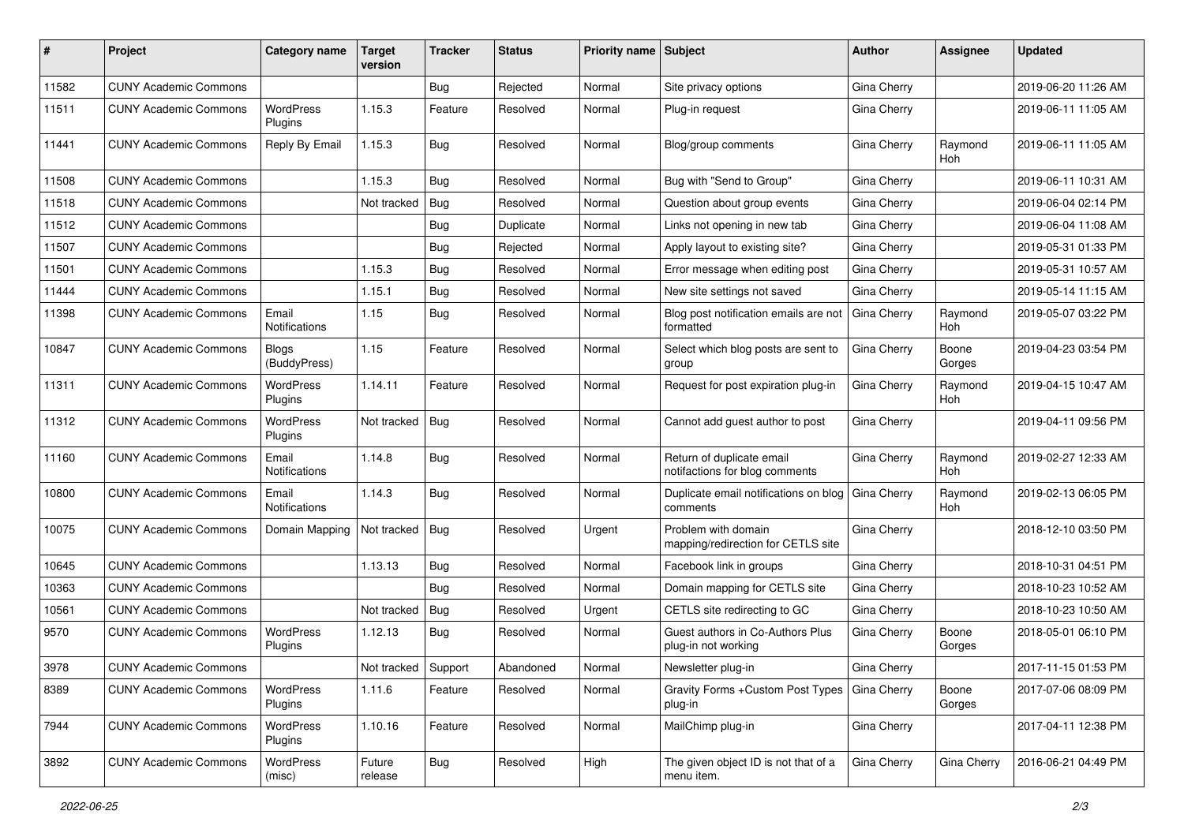| # | Project | Category name | Target version | Tracker | Status | Priority name | Subject | Author | Assignee | Updated |
|---|---|---|---|---|---|---|---|---|---|---|
| 11582 | CUNY Academic Commons | | | Bug | Rejected | Normal | Site privacy options | Gina Cherry | | 2019-06-20 11:26 AM |
| 11511 | CUNY Academic Commons | WordPress Plugins | 1.15.3 | Feature | Resolved | Normal | Plug-in request | Gina Cherry | | 2019-06-11 11:05 AM |
| 11441 | CUNY Academic Commons | Reply By Email | 1.15.3 | Bug | Resolved | Normal | Blog/group comments | Gina Cherry | Raymond Hoh | 2019-06-11 11:05 AM |
| 11508 | CUNY Academic Commons | | 1.15.3 | Bug | Resolved | Normal | Bug with "Send to Group" | Gina Cherry | | 2019-06-11 10:31 AM |
| 11518 | CUNY Academic Commons | | Not tracked | Bug | Resolved | Normal | Question about group events | Gina Cherry | | 2019-06-04 02:14 PM |
| 11512 | CUNY Academic Commons | | | Bug | Duplicate | Normal | Links not opening in new tab | Gina Cherry | | 2019-06-04 11:08 AM |
| 11507 | CUNY Academic Commons | | | Bug | Rejected | Normal | Apply layout to existing site? | Gina Cherry | | 2019-05-31 01:33 PM |
| 11501 | CUNY Academic Commons | | 1.15.3 | Bug | Resolved | Normal | Error message when editing post | Gina Cherry | | 2019-05-31 10:57 AM |
| 11444 | CUNY Academic Commons | | 1.15.1 | Bug | Resolved | Normal | New site settings not saved | Gina Cherry | | 2019-05-14 11:15 AM |
| 11398 | CUNY Academic Commons | Email Notifications | 1.15 | Bug | Resolved | Normal | Blog post notification emails are not formatted | Gina Cherry | Raymond Hoh | 2019-05-07 03:22 PM |
| 10847 | CUNY Academic Commons | Blogs (BuddyPress) | 1.15 | Feature | Resolved | Normal | Select which blog posts are sent to group | Gina Cherry | Boone Gorges | 2019-04-23 03:54 PM |
| 11311 | CUNY Academic Commons | WordPress Plugins | 1.14.11 | Feature | Resolved | Normal | Request for post expiration plug-in | Gina Cherry | Raymond Hoh | 2019-04-15 10:47 AM |
| 11312 | CUNY Academic Commons | WordPress Plugins | Not tracked | Bug | Resolved | Normal | Cannot add guest author to post | Gina Cherry | | 2019-04-11 09:56 PM |
| 11160 | CUNY Academic Commons | Email Notifications | 1.14.8 | Bug | Resolved | Normal | Return of duplicate email notifactions for blog comments | Gina Cherry | Raymond Hoh | 2019-02-27 12:33 AM |
| 10800 | CUNY Academic Commons | Email Notifications | 1.14.3 | Bug | Resolved | Normal | Duplicate email notifications on blog comments | Gina Cherry | Raymond Hoh | 2019-02-13 06:05 PM |
| 10075 | CUNY Academic Commons | Domain Mapping | Not tracked | Bug | Resolved | Urgent | Problem with domain mapping/redirection for CETLS site | Gina Cherry | | 2018-12-10 03:50 PM |
| 10645 | CUNY Academic Commons | | 1.13.13 | Bug | Resolved | Normal | Facebook link in groups | Gina Cherry | | 2018-10-31 04:51 PM |
| 10363 | CUNY Academic Commons | | | Bug | Resolved | Normal | Domain mapping for CETLS site | Gina Cherry | | 2018-10-23 10:52 AM |
| 10561 | CUNY Academic Commons | | Not tracked | Bug | Resolved | Urgent | CETLS site redirecting to GC | Gina Cherry | | 2018-10-23 10:50 AM |
| 9570 | CUNY Academic Commons | WordPress Plugins | 1.12.13 | Bug | Resolved | Normal | Guest authors in Co-Authors Plus plug-in not working | Gina Cherry | Boone Gorges | 2018-05-01 06:10 PM |
| 3978 | CUNY Academic Commons | | Not tracked | Support | Abandoned | Normal | Newsletter plug-in | Gina Cherry | | 2017-11-15 01:53 PM |
| 8389 | CUNY Academic Commons | WordPress Plugins | 1.11.6 | Feature | Resolved | Normal | Gravity Forms +Custom Post Types plug-in | Gina Cherry | Boone Gorges | 2017-07-06 08:09 PM |
| 7944 | CUNY Academic Commons | WordPress Plugins | 1.10.16 | Feature | Resolved | Normal | MailChimp plug-in | Gina Cherry | | 2017-04-11 12:38 PM |
| 3892 | CUNY Academic Commons | WordPress (misc) | Future release | Bug | Resolved | High | The given object ID is not that of a menu item. | Gina Cherry | Gina Cherry | 2016-06-21 04:49 PM |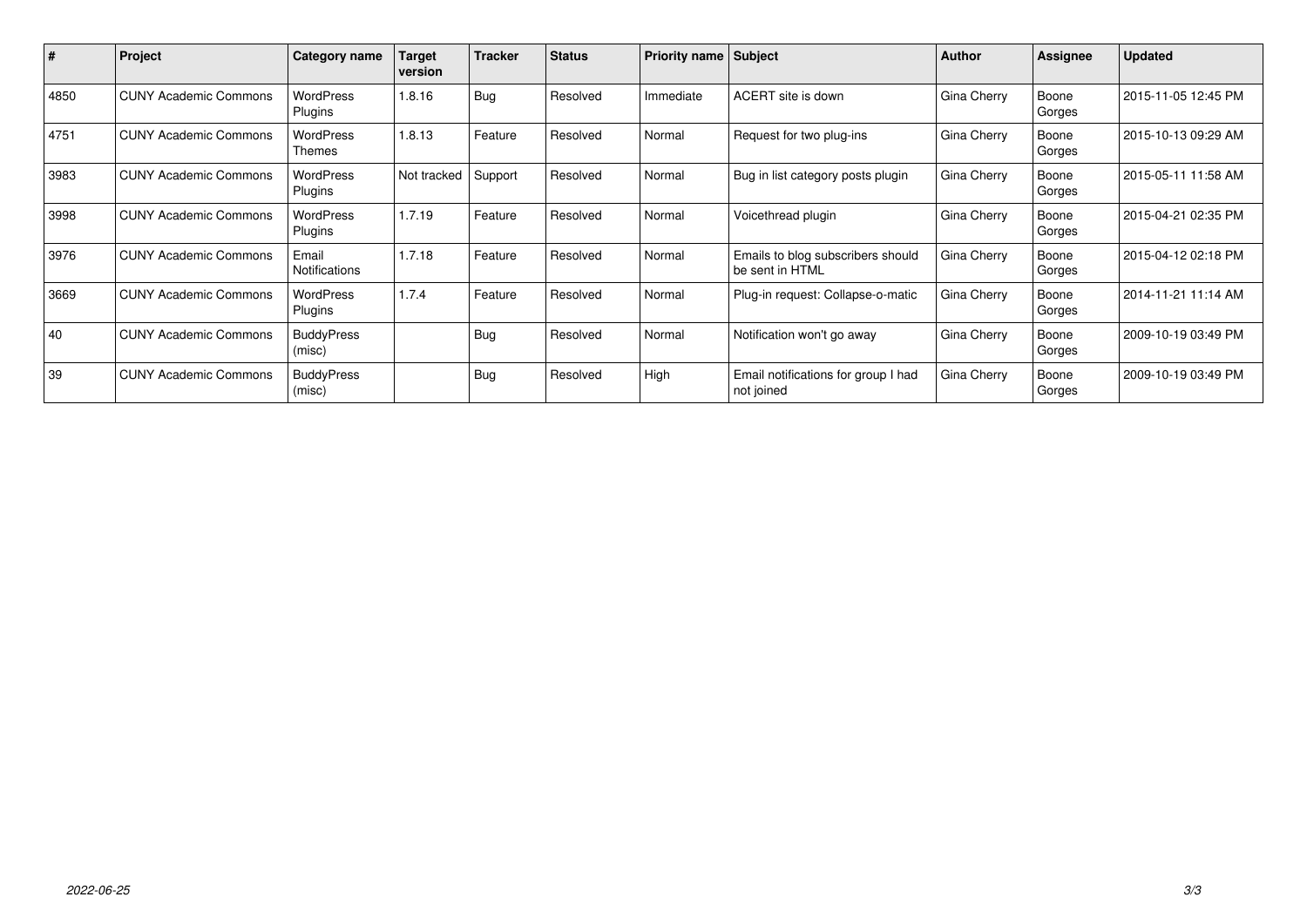| # | Project | Category name | Target version | Tracker | Status | Priority name | Subject | Author | Assignee | Updated |
|---|---|---|---|---|---|---|---|---|---|---|
| 4850 | CUNY Academic Commons | WordPress Plugins | 1.8.16 | Bug | Resolved | Immediate | ACERT site is down | Gina Cherry | Boone Gorges | 2015-11-05 12:45 PM |
| 4751 | CUNY Academic Commons | WordPress Themes | 1.8.13 | Feature | Resolved | Normal | Request for two plug-ins | Gina Cherry | Boone Gorges | 2015-10-13 09:29 AM |
| 3983 | CUNY Academic Commons | WordPress Plugins | Not tracked | Support | Resolved | Normal | Bug in list category posts plugin | Gina Cherry | Boone Gorges | 2015-05-11 11:58 AM |
| 3998 | CUNY Academic Commons | WordPress Plugins | 1.7.19 | Feature | Resolved | Normal | Voicethread plugin | Gina Cherry | Boone Gorges | 2015-04-21 02:35 PM |
| 3976 | CUNY Academic Commons | Email Notifications | 1.7.18 | Feature | Resolved | Normal | Emails to blog subscribers should be sent in HTML | Gina Cherry | Boone Gorges | 2015-04-12 02:18 PM |
| 3669 | CUNY Academic Commons | WordPress Plugins | 1.7.4 | Feature | Resolved | Normal | Plug-in request: Collapse-o-matic | Gina Cherry | Boone Gorges | 2014-11-21 11:14 AM |
| 40 | CUNY Academic Commons | BuddyPress (misc) | | Bug | Resolved | Normal | Notification won't go away | Gina Cherry | Boone Gorges | 2009-10-19 03:49 PM |
| 39 | CUNY Academic Commons | BuddyPress (misc) | | Bug | Resolved | High | Email notifications for group I had not joined | Gina Cherry | Boone Gorges | 2009-10-19 03:49 PM |

*2022-06-25*